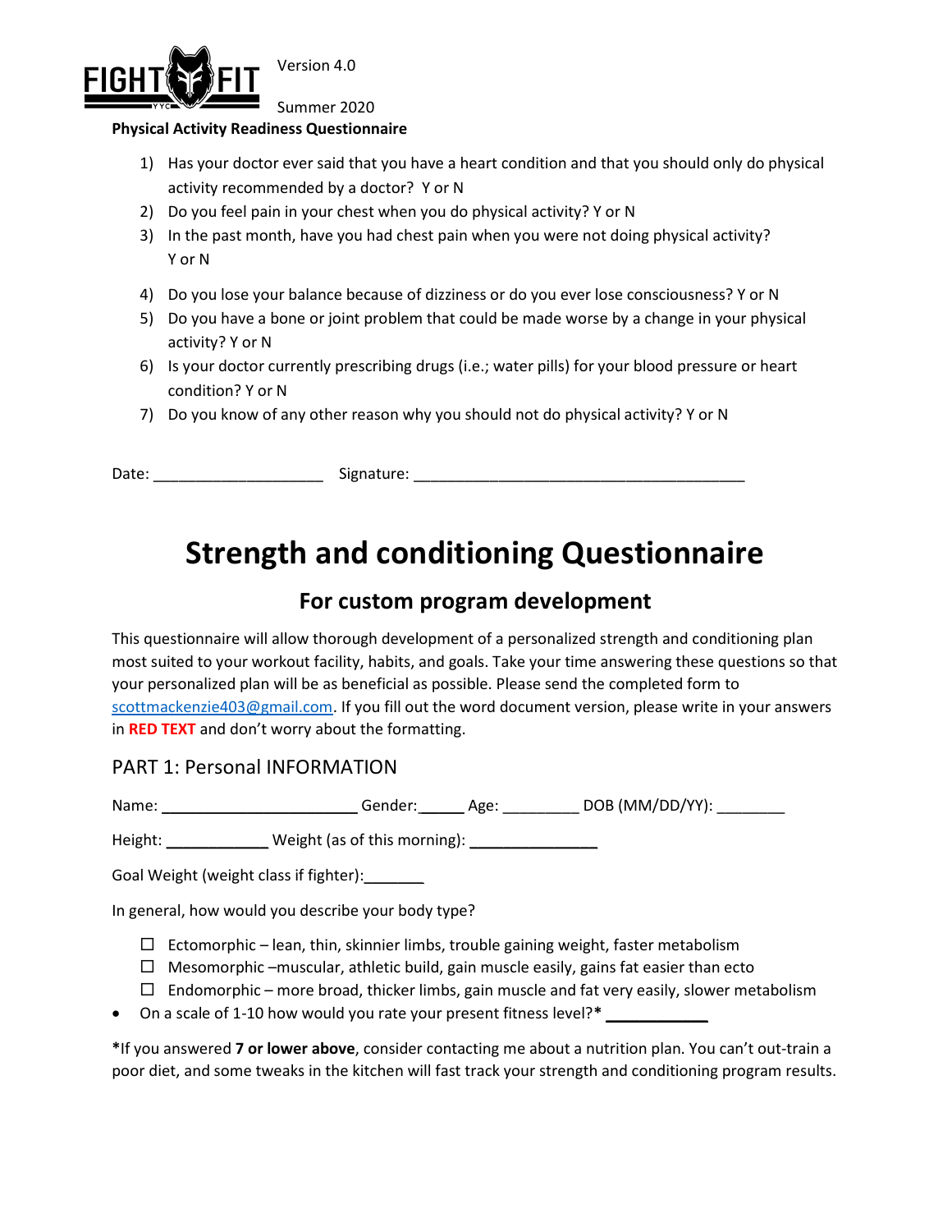FIGHT FIT YYC

Version 4.0

Summer 2020

**Physical Activity Readiness Questionnaire**

1) Has your doctor ever said that you have a heart condition and that you should only do physical activity recommended by a doctor? Y or N
2) Do you feel pain in your chest when you do physical activity? Y or N
3) In the past month, have you had chest pain when you were not doing physical activity? Y or N
4) Do you lose your balance because of dizziness or do you ever lose consciousness? Y or N
5) Do you have a bone or joint problem that could be made worse by a change in your physical activity? Y or N
6) Is your doctor currently prescribing drugs (i.e.; water pills) for your blood pressure or heart condition? Y or N
7) Do you know of any other reason why you should not do physical activity? Y or N

Date: ____________________ Signature: ________________________________________

# Strength and conditioning Questionnaire

## For custom program development

This questionnaire will allow thorough development of a personalized strength and conditioning plan most suited to your workout facility, habits, and goals. Take your time answering these questions so that your personalized plan will be as beneficial as possible. Please send the completed form to scottmackenzie403@gmail.com. If you fill out the word document version, please write in your answers in **RED TEXT** and don't worry about the formatting.

### PART 1: Personal INFORMATION

Name: _______________________ Gender:_____ Age: _________ DOB (MM/DD/YY): ________

Height: ____________ Weight (as of this morning): _______________

Goal Weight (weight class if fighter):_______

In general, how would you describe your body type?

- ☐ Ectomorphic – lean, thin, skinnier limbs, trouble gaining weight, faster metabolism
- ☐ Mesomorphic –muscular, athletic build, gain muscle easily, gains fat easier than ecto
- ☐ Endomorphic – more broad, thicker limbs, gain muscle and fat very easily, slower metabolism

- On a scale of 1-10 how would you rate your present fitness level?* ____________

***If you answered 7 or lower above**, consider contacting me about a nutrition plan. You can't out-train a poor diet, and some tweaks in the kitchen will fast track your strength and conditioning program results.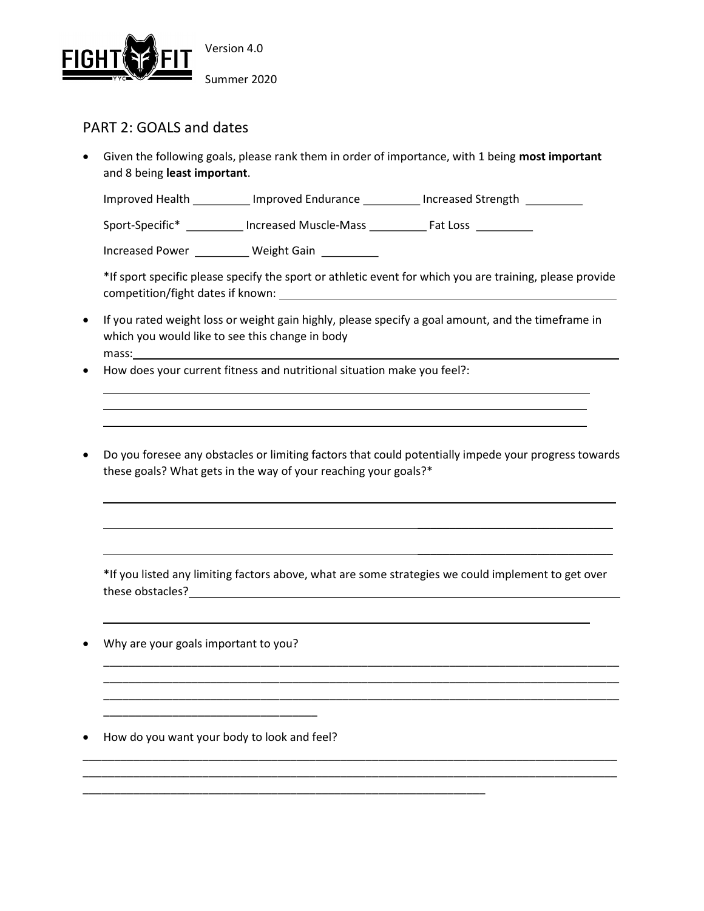## PART 2: GOALS and dates

- Given the following goals, please rank them in order of importance, with 1 being **most important** and 8 being **least important**.

  Improved Health _________ Improved Endurance _________ Increased Strength _________

  Sport-Specific* _________ Increased Muscle-Mass _________ Fat Loss _________

  Increased Power _________ Weight Gain _________

  *If sport specific please specify the sport or athletic event for which you are training, please provide competition/fight dates if known: ____________________________________________

- If you rated weight loss or weight gain highly, please specify a goal amount, and the timeframe in which you would like to see this change in body mass: ____________________________________________

- How does your current fitness and nutritional situation make you feel?:

  ____________________________________________

  ____________________________________________

  ____________________________________________

- Do you foresee any obstacles or limiting factors that could potentially impede your progress towards these goals? What gets in the way of your reaching your goals?*

  ____________________________________________

  ____________________________________________

  ____________________________________________

  *If you listed any limiting factors above, what are some strategies we could implement to get over these obstacles? ____________________________________________

  ____________________________________________

- Why are your goals important to you?

  ____________________________________________

  ____________________________________________

  ____________________________________________

  ____________________________________________

- How do you want your body to look and feel?

____________________________________________

____________________________________________

____________________________________________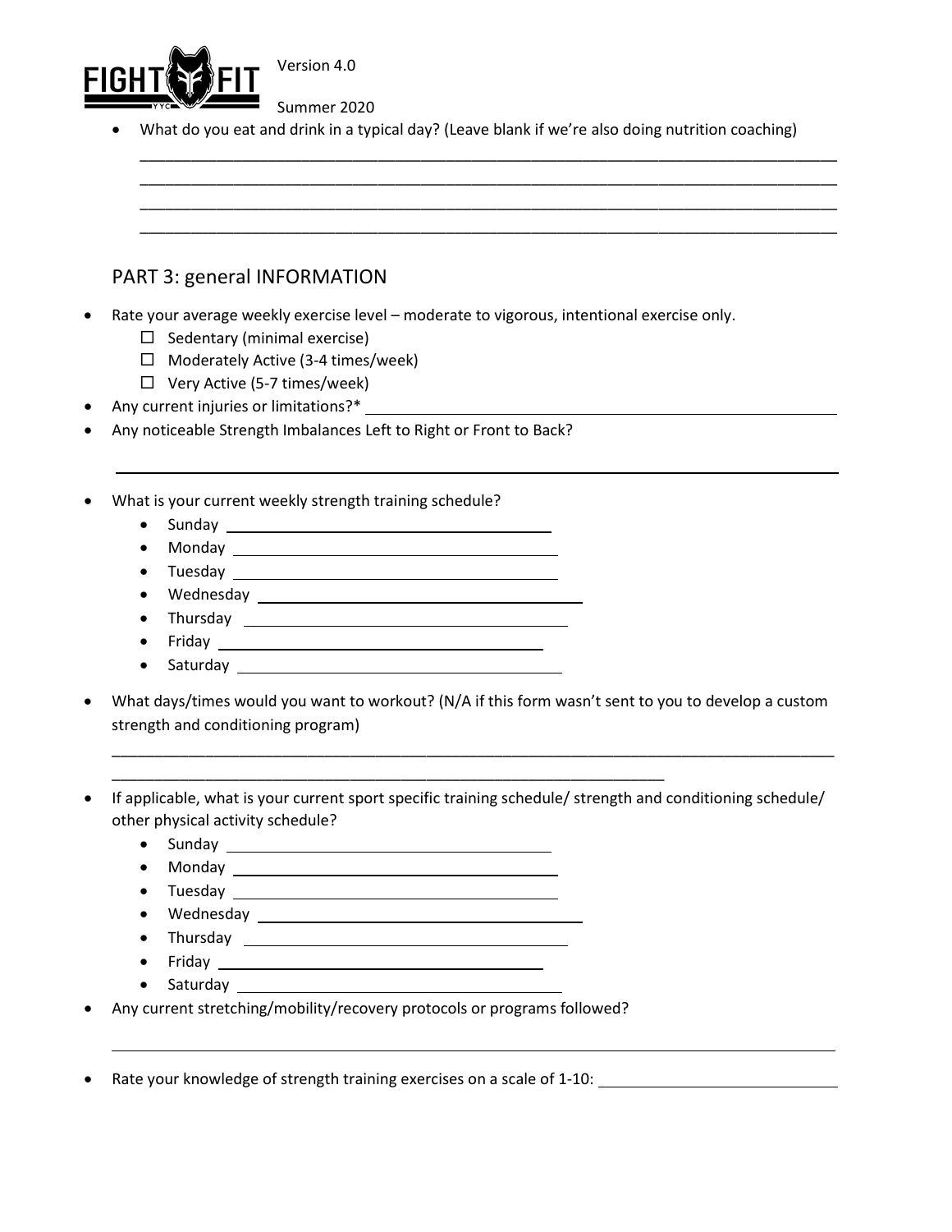- What do you eat and drink in a typical day? (Leave blank if we're also doing nutrition coaching)

  ________________________________________________________________________________
  ________________________________________________________________________________
  ________________________________________________________________________________
  ________________________________________________________________________________

## PART 3: general INFORMATION

- Rate your average weekly exercise level – moderate to vigorous, intentional exercise only.
  - ☐ Sedentary (minimal exercise)
  - ☐ Moderately Active (3-4 times/week)
  - ☐ Very Active (5-7 times/week)
- Any current injuries or limitations?* ____________________________________________
- Any noticeable Strength Imbalances Left to Right or Front to Back?

  ________________________________________________________________________________

- What is your current weekly strength training schedule?
  - Sunday ______________________________
  - Monday ______________________________
  - Tuesday ______________________________
  - Wednesday ______________________________
  - Thursday ______________________________
  - Friday ______________________________
  - Saturday ______________________________
- What days/times would you want to workout? (N/A if this form wasn't sent to you to develop a custom strength and conditioning program)

  ________________________________________________________________________________
  ____________________________________________________________

- If applicable, what is your current sport specific training schedule/ strength and conditioning schedule/ other physical activity schedule?
  - Sunday ______________________________
  - Monday ______________________________
  - Tuesday ______________________________
  - Wednesday ______________________________
  - Thursday ______________________________
  - Friday ______________________________
  - Saturday ______________________________
- Any current stretching/mobility/recovery protocols or programs followed?

  ________________________________________________________________________________

- Rate your knowledge of strength training exercises on a scale of 1-10: ____________________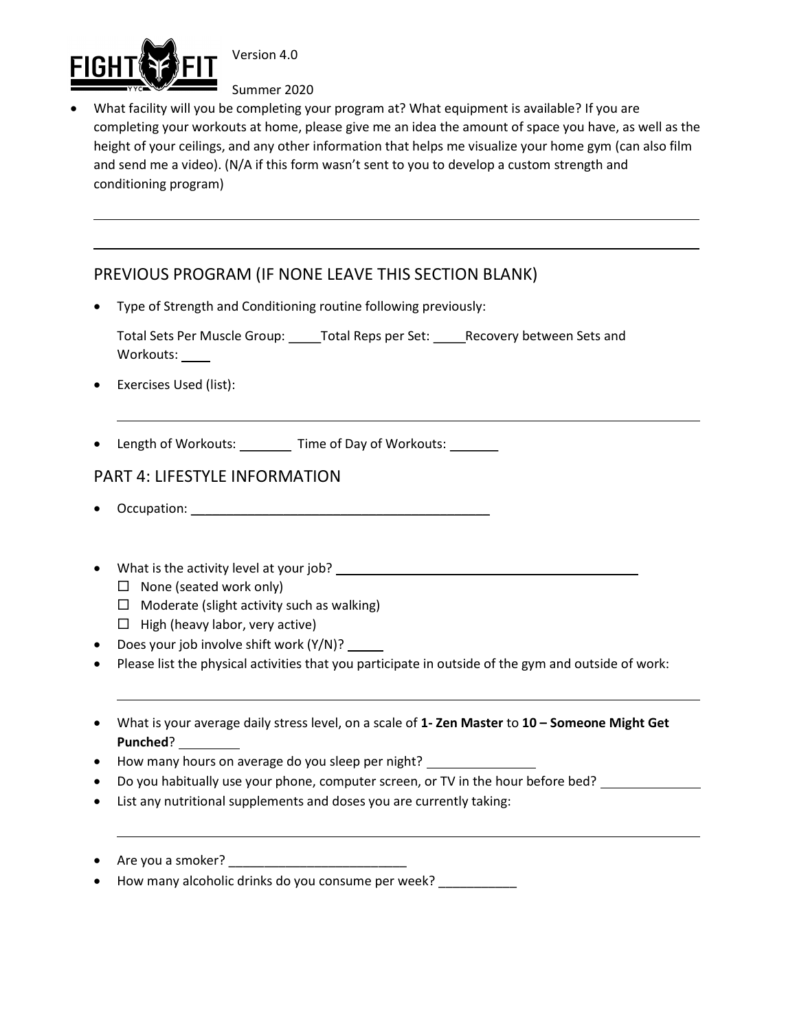- What facility will you be completing your program at? What equipment is available? If you are completing your workouts at home, please give me an idea the amount of space you have, as well as the height of your ceilings, and any other information that helps me visualize your home gym (can also film and send me a video). (N/A if this form wasn't sent to you to develop a custom strength and conditioning program)

______________________________________________________________________

______________________________________________________________________

## PREVIOUS PROGRAM (IF NONE LEAVE THIS SECTION BLANK)

- Type of Strength and Conditioning routine following previously:

  Total Sets Per Muscle Group: _____ Total Reps per Set: _____ Recovery between Sets and Workouts: ____

- Exercises Used (list):

  ______________________________________________________________________

- Length of Workouts: _______ Time of Day of Workouts: _______

## PART 4: LIFESTYLE INFORMATION

- Occupation: ___________________________________________

- What is the activity level at your job? ___________________________________________
  - ☐ None (seated work only)
  - ☐ Moderate (slight activity such as walking)
  - ☐ High (heavy labor, very active)
- Does your job involve shift work (Y/N)? _____
- Please list the physical activities that you participate in outside of the gym and outside of work:

  ______________________________________________________________________

- What is your average daily stress level, on a scale of **1- Zen Master** to **10 – Someone Might Get Punched**? _________
- How many hours on average do you sleep per night? _______________
- Do you habitually use your phone, computer screen, or TV in the hour before bed? ______________
- List any nutritional supplements and doses you are currently taking:

  ______________________________________________________________________

- Are you a smoker? _________________________
- How many alcoholic drinks do you consume per week? ___________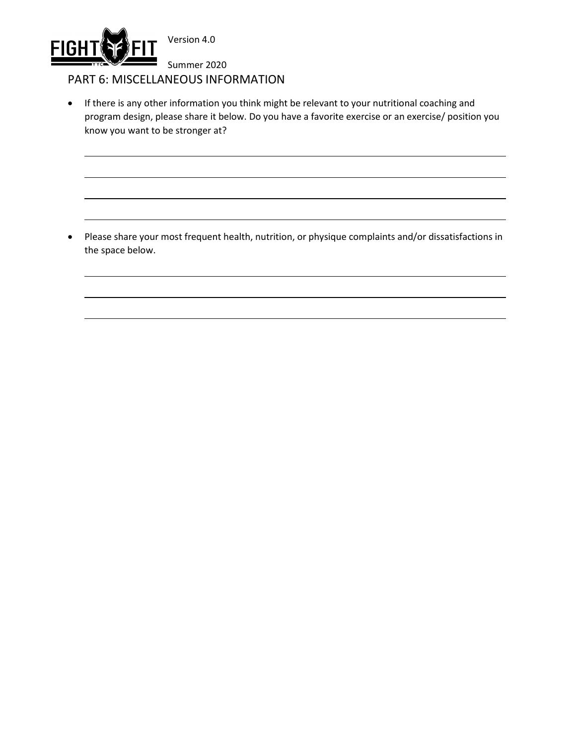## PART 6: MISCELLANEOUS INFORMATION

- If there is any other information you think might be relevant to your nutritional coaching and program design, please share it below. Do you have a favorite exercise or an exercise/ position you know you want to be stronger at?

- Please share your most frequent health, nutrition, or physique complaints and/or dissatisfactions in the space below.